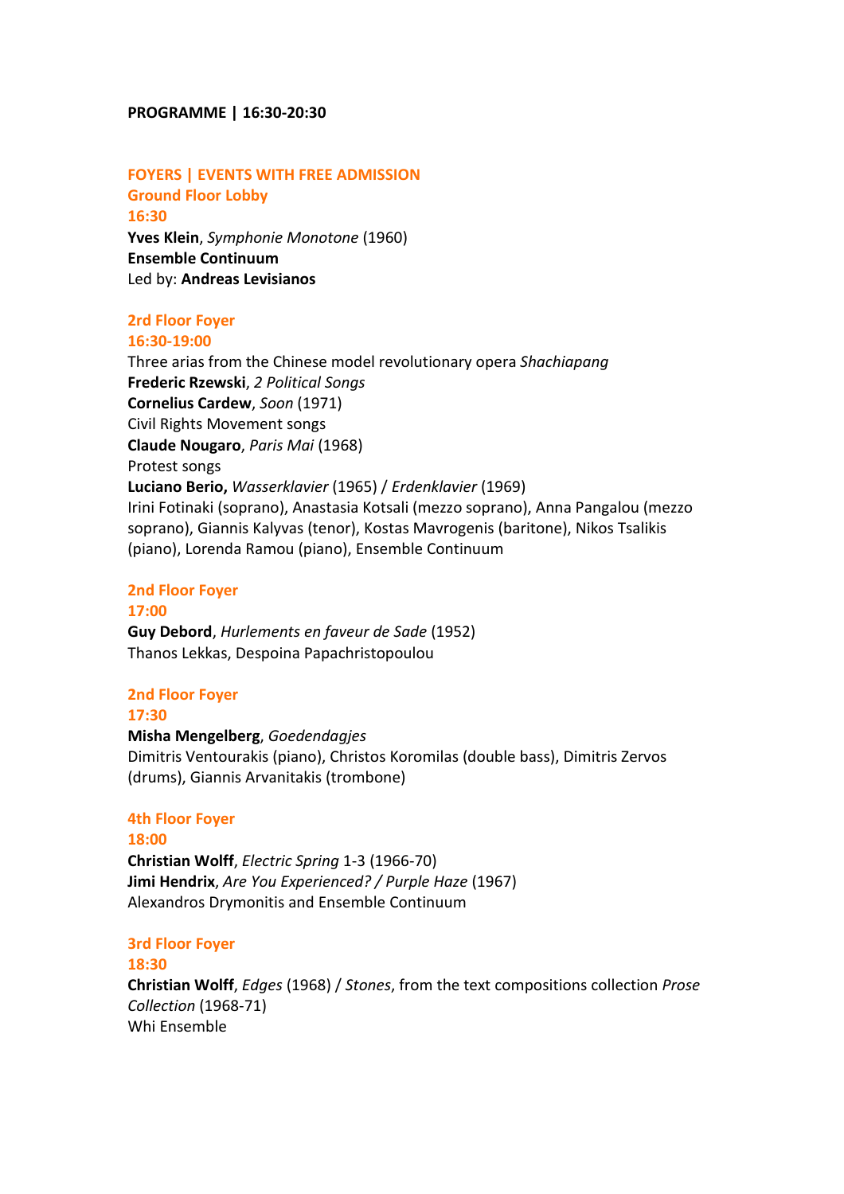**PROGRAMME | 16:30-20:30**

## FOYERS | EVENTS WITH FREE ADMISSION

### Ground Floor Lobby

**16:30**

**Yves Klein**, *Symphonie Monotone* (1960)
**Ensemble Continuum**
Led by: **Andreas Levisianos**

### 2rd Floor Foyer

**16:30-19:00**

Three arias from the Chinese model revolutionary opera *Shachiapang*
**Frederic Rzewski**, *2 Political Songs*
**Cornelius Cardew**, *Soon* (1971)
Civil Rights Movement songs
**Claude Nougaro**, *Paris Mai* (1968)
Protest songs
**Luciano Berio,** *Wasserklavier* (1965) / *Erdenklavier* (1969)
Irini Fotinaki (soprano), Anastasia Kotsali (mezzo soprano), Anna Pangalou (mezzo soprano), Giannis Kalyvas (tenor), Kostas Mavrogenis (baritone), Nikos Tsalikis (piano), Lorenda Ramou (piano), Ensemble Continuum

### 2nd Floor Foyer

**17:00**

**Guy Debord**, *Hurlements en faveur de Sade* (1952)
Thanos Lekkas, Despoina Papachristopoulou

### 2nd Floor Foyer

**17:30**

**Misha Mengelberg**, *Goedendagjes*
Dimitris Ventourakis (piano), Christos Koromilas (double bass), Dimitris Zervos (drums), Giannis Arvanitakis (trombone)

### 4th Floor Foyer

**18:00**

**Christian Wolff**, *Electric Spring* 1-3 (1966-70)
**Jimi Hendrix**, *Are You Experienced? / Purple Haze* (1967)
Alexandros Drymonitis and Ensemble Continuum

### 3rd Floor Foyer

**18:30**

**Christian Wolff**, *Edges* (1968) / *Stones*, from the text compositions collection *Prose Collection* (1968-71)
Whi Ensemble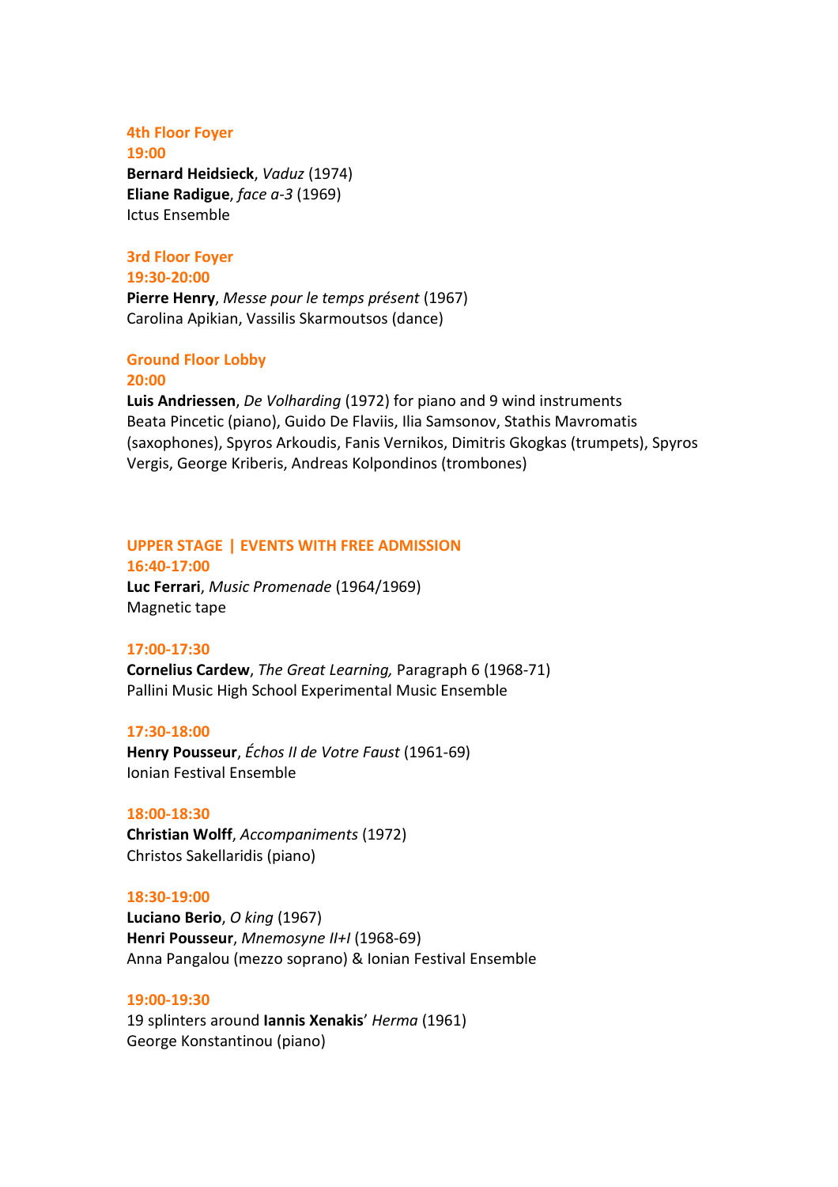**4th Floor Foyer**
**19:00**
**Bernard Heidsieck**, *Vaduz* (1974)
**Eliane Radigue**, *face a-3* (1969)
Ictus Ensemble

**3rd Floor Foyer**
**19:30-20:00**
**Pierre Henry**, *Messe pour le temps présent* (1967)
Carolina Apikian, Vassilis Skarmoutsos (dance)

**Ground Floor Lobby**
**20:00**
**Luis Andriessen**, *De Volharding* (1972) for piano and 9 wind instruments
Beata Pincetic (piano), Guido De Flaviis, Ilia Samsonov, Stathis Mavromatis (saxophones), Spyros Arkoudis, Fanis Vernikos, Dimitris Gkogkas (trumpets), Spyros Vergis, George Kriberis, Andreas Kolpondinos (trombones)

## UPPER STAGE | EVENTS WITH FREE ADMISSION

**16:40-17:00**
**Luc Ferrari**, *Music Promenade* (1964/1969)
Magnetic tape

**17:00-17:30**
**Cornelius Cardew**, *The Great Learning,* Paragraph 6 (1968-71)
Pallini Music High School Experimental Music Ensemble

**17:30-18:00**
**Henry Pousseur**, *Échos II de Votre Faust* (1961-69)
Ionian Festival Ensemble

**18:00-18:30**
**Christian Wolff**, *Accompaniments* (1972)
Christos Sakellaridis (piano)

**18:30-19:00**
**Luciano Berio**, *O king* (1967)
**Henri Pousseur**, *Mnemosyne II+I* (1968-69)
Anna Pangalou (mezzo soprano) & Ionian Festival Ensemble

**19:00-19:30**
19 splinters around **Iannis Xenakis**' *Herma* (1961)
George Konstantinou (piano)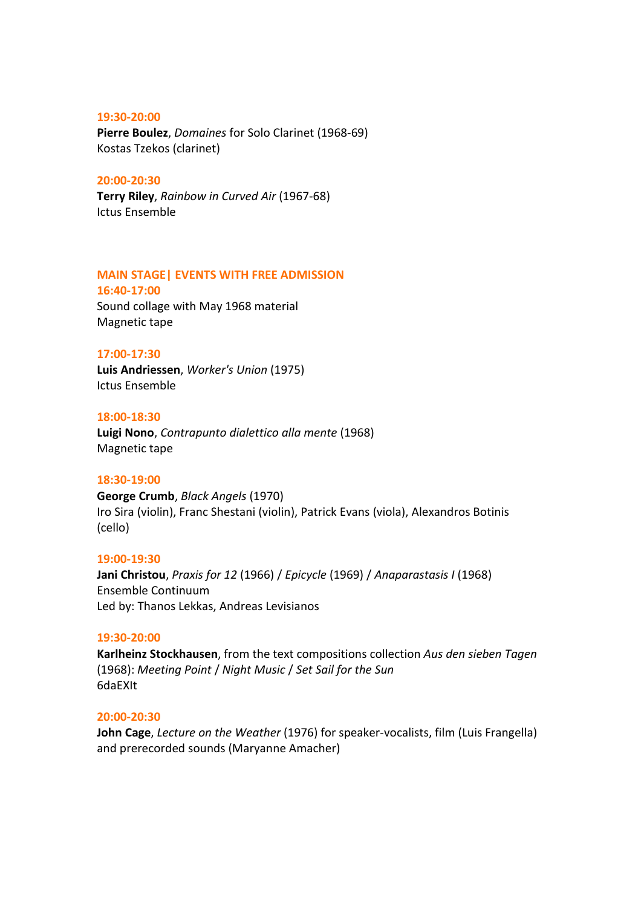**19:30-20:00**
**Pierre Boulez**, *Domaines* for Solo Clarinet (1968-69)
Kostas Tzekos (clarinet)

**20:00-20:30**
**Terry Riley**, *Rainbow in Curved Air* (1967-68)
Ictus Ensemble

## MAIN STAGE| EVENTS WITH FREE ADMISSION

**16:40-17:00**
Sound collage with May 1968 material
Magnetic tape

**17:00-17:30**
**Luis Andriessen**, *Worker's Union* (1975)
Ictus Ensemble

**18:00-18:30**
**Luigi Nono**, *Contrapunto dialettico alla mente* (1968)
Magnetic tape

**18:30-19:00**
**George Crumb**, *Black Angels* (1970)
Iro Sira (violin), Franc Shestani (violin), Patrick Evans (viola), Alexandros Botinis (cello)

**19:00-19:30**
**Jani Christou**, *Praxis for 12* (1966) / *Epicycle* (1969) / *Anaparastasis I* (1968)
Ensemble Continuum
Led by: Thanos Lekkas, Andreas Levisianos

**19:30-20:00**
**Karlheinz Stockhausen**, from the text compositions collection *Aus den sieben Tagen* (1968): *Meeting Point* / *Night Music* / *Set Sail for the Sun*
6daEXIt

**20:00-20:30**
**John Cage**, *Lecture on the Weather* (1976) for speaker-vocalists, film (Luis Frangella) and prerecorded sounds (Maryanne Amacher)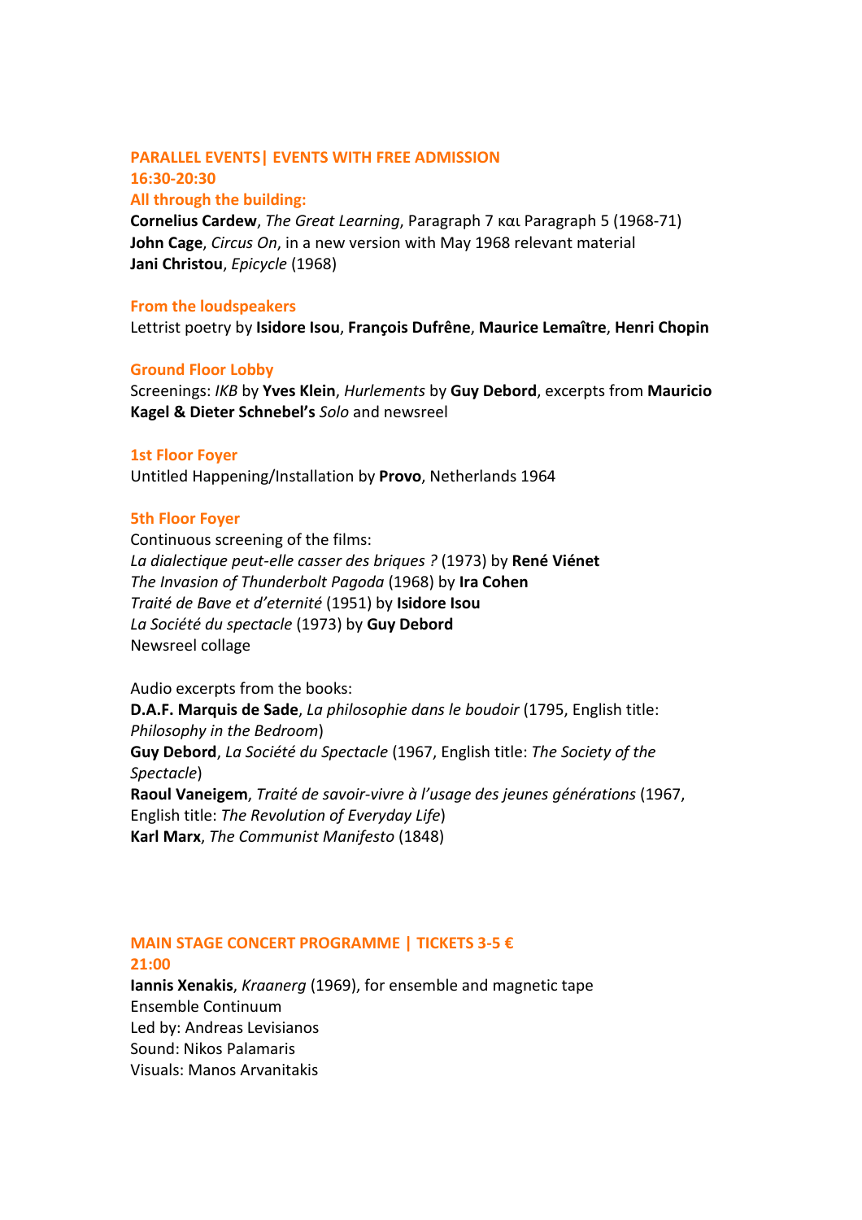## PARALLEL EVENTS| EVENTS WITH FREE ADMISSION

**16:30-20:30**

### All through the building:

**Cornelius Cardew**, *The Great Learning*, Paragraph 7 και Paragraph 5 (1968-71)
**John Cage**, *Circus On*, in a new version with May 1968 relevant material
**Jani Christou**, *Epicycle* (1968)

### From the loudspeakers

Lettrist poetry by **Isidore Isou**, **François Dufrêne**, **Maurice Lemaître**, **Henri Chopin**

### Ground Floor Lobby

Screenings: *IKB* by **Yves Klein**, *Hurlements* by **Guy Debord**, excerpts from **Mauricio Kagel & Dieter Schnebel's** *Solo* and newsreel

### 1st Floor Foyer

Untitled Happening/Installation by **Provo**, Netherlands 1964

### 5th Floor Foyer

Continuous screening of the films:
*La dialectique peut-elle casser des briques ?* (1973) by **René Viénet**
*The Invasion of Thunderbolt Pagoda* (1968) by **Ira Cohen**
*Traité de Bave et d'eternité* (1951) by **Isidore Isou**
*La Société du spectacle* (1973) by **Guy Debord**
Newsreel collage

Audio excerpts from the books:
**D.A.F. Marquis de Sade**, *La philosophie dans le boudoir* (1795, English title: *Philosophy in the Bedroom*)
**Guy Debord**, *La Société du Spectacle* (1967, English title: *The Society of the Spectacle*)
**Raoul Vaneigem**, *Traité de savoir-vivre à l'usage des jeunes générations* (1967, English title: *The Revolution of Everyday Life*)
**Karl Marx**, *The Communist Manifesto* (1848)

## MAIN STAGE CONCERT PROGRAMME | TICKETS 3-5 €

**21:00**

**Iannis Xenakis**, *Kraanerg* (1969), for ensemble and magnetic tape
Ensemble Continuum
Led by: Andreas Levisianos
Sound: Nikos Palamaris
Visuals: Manos Arvanitakis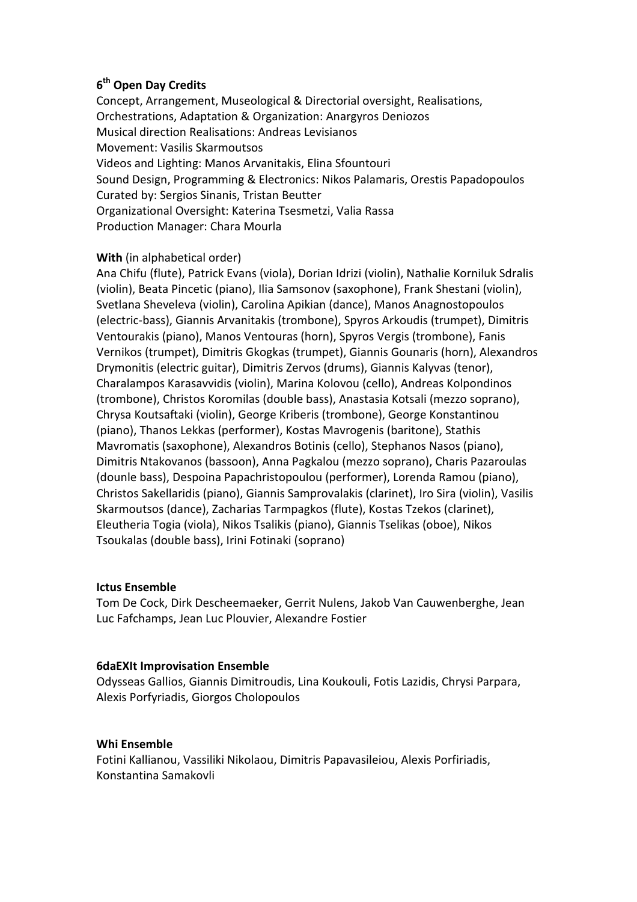## 6th Open Day Credits

Concept, Arrangement, Museological & Directorial oversight, Realisations, Orchestrations, Adaptation & Organization: Anargyros Deniozos
Musical direction Realisations: Andreas Levisianos
Movement: Vasilis Skarmoutsos
Videos and Lighting: Manos Arvanitakis, Elina Sfountouri
Sound Design, Programming & Electronics: Nikos Palamaris, Orestis Papadopoulos
Curated by: Sergios Sinanis, Tristan Beutter
Organizational Oversight: Katerina Tsesmetzi, Valia Rassa
Production Manager: Chara Mourla

**With** (in alphabetical order)

Ana Chifu (flute), Patrick Evans (viola), Dorian Idrizi (violin), Nathalie Korniluk Sdralis (violin), Beata Pincetic (piano), Ilia Samsonov (saxophone), Frank Shestani (violin), Svetlana Sheveleva (violin), Carolina Apikian (dance), Manos Anagnostopoulos (electric-bass), Giannis Arvanitakis (trombone), Spyros Arkoudis (trumpet), Dimitris Ventourakis (piano), Manos Ventouras (horn), Spyros Vergis (trombone), Fanis Vernikos (trumpet), Dimitris Gkogkas (trumpet), Giannis Gounaris (horn), Alexandros Drymonitis (electric guitar), Dimitris Zervos (drums), Giannis Kalyvas (tenor), Charalampos Karasavvidis (violin), Marina Kolovou (cello), Andreas Kolpondinos (trombone), Christos Koromilas (double bass), Anastasia Kotsali (mezzo soprano), Chrysa Koutsaftaki (violin), George Kriberis (trombone), George Konstantinou (piano), Thanos Lekkas (performer), Kostas Mavrogenis (baritone), Stathis Mavromatis (saxophone), Alexandros Botinis (cello), Stephanos Nasos (piano), Dimitris Ntakovanos (bassoon), Anna Pagkalou (mezzo soprano), Charis Pazaroulas (dounle bass), Despoina Papachristopoulou (performer), Lorenda Ramou (piano), Christos Sakellaridis (piano), Giannis Samprovalakis (clarinet), Iro Sira (violin), Vasilis Skarmoutsos (dance), Zacharias Tarmpagkos (flute), Kostas Tzekos (clarinet), Eleutheria Togia (viola), Nikos Tsalikis (piano), Giannis Tselikas (oboe), Nikos Tsoukalas (double bass), Irini Fotinaki (soprano)

**Ictus Ensemble**

Tom De Cock, Dirk Descheemaeker, Gerrit Nulens, Jakob Van Cauwenberghe, Jean Luc Fafchamps, Jean Luc Plouvier, Alexandre Fostier

**6daEXIt Improvisation Ensemble**

Odysseas Gallios, Giannis Dimitroudis, Lina Koukouli, Fotis Lazidis, Chrysi Parpara, Alexis Porfyriadis, Giorgos Cholopoulos

**Whi Ensemble**

Fotini Kallianou, Vassiliki Nikolaou, Dimitris Papavasileiou, Alexis Porfiriadis, Konstantina Samakovli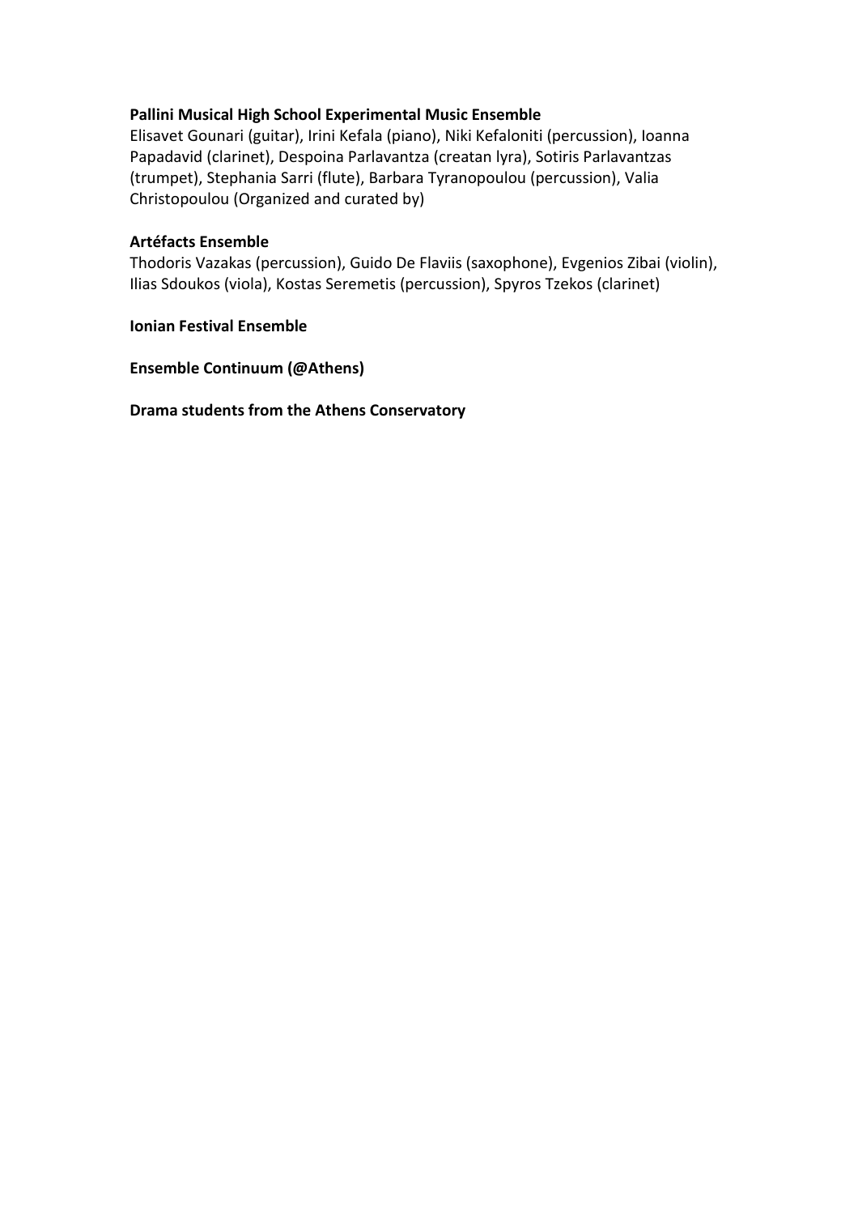**Pallini Musical High School Experimental Music Ensemble**
Elisavet Gounari (guitar), Irini Kefala (piano), Niki Kefaloniti (percussion), Ioanna Papadavid (clarinet), Despoina Parlavantza (creatan lyra), Sotiris Parlavantzas (trumpet), Stephania Sarri (flute), Barbara Tyranopoulou (percussion), Valia Christopoulou (Organized and curated by)

**Artéfacts Ensemble**
Thodoris Vazakas (percussion), Guido De Flaviis (saxophone), Evgenios Zibai (violin), Ilias Sdoukos (viola), Kostas Seremetis (percussion), Spyros Tzekos (clarinet)

**Ionian Festival Ensemble**

**Ensemble Continuum (@Athens)**

**Drama students from the Athens Conservatory**